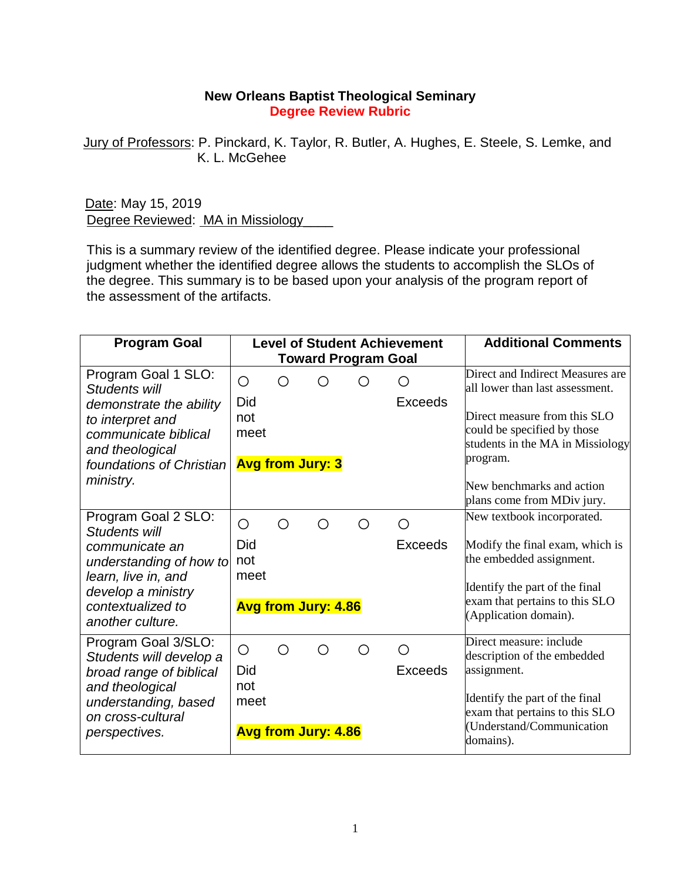# New Orleans Baptist Theological Seminary

## Degree Review Rubric

Jury of Professors: P. Pinckard, K. Taylor, R. Butler, A. Hughes, E. Steele, S. Lemke, and K. L. McGehee

Date: May 15, 2019

Degree Reviewed: MA in Missiology

This is a summary review of the identified degree. Please indicate your professional judgment whether the identified degree allows the students to accomplish the SLOs of the degree. This summary is to be based upon your analysis of the program report of the assessment of the artifacts.

| Program Goal | Level of Student Achievement Toward Program Goal | Additional Comments |
|---|---|---|
| Program Goal 1 SLO: *Students will demonstrate the ability to interpret and communicate biblical and theological foundations of Christian ministry.* | ○ ○ ○ ○ ○ Did not meet … Exceeds<br>**Avg from Jury: 3** | Direct and Indirect Measures are all lower than last assessment.<br><br>Direct measure from this SLO could be specified by those students in the MA in Missiology program.<br><br>New benchmarks and action plans come from MDiv jury. |
| Program Goal 2 SLO: *Students will communicate an understanding of how to learn, live in, and develop a ministry contextualized to another culture.* | ○ ○ ○ ○ ○ Did not meet … Exceeds<br>**Avg from Jury: 4.86** | New textbook incorporated.<br><br>Modify the final exam, which is the embedded assignment.<br><br>Identify the part of the final exam that pertains to this SLO (Application domain). |
| Program Goal 3/SLO: *Students will develop a broad range of biblical and theological understanding, based on cross-cultural perspectives.* | ○ ○ ○ ○ ○ Did not meet … Exceeds<br>**Avg from Jury: 4.86** | Direct measure: include description of the embedded assignment.<br><br>Identify the part of the final exam that pertains to this SLO (Understand/Communication domains). |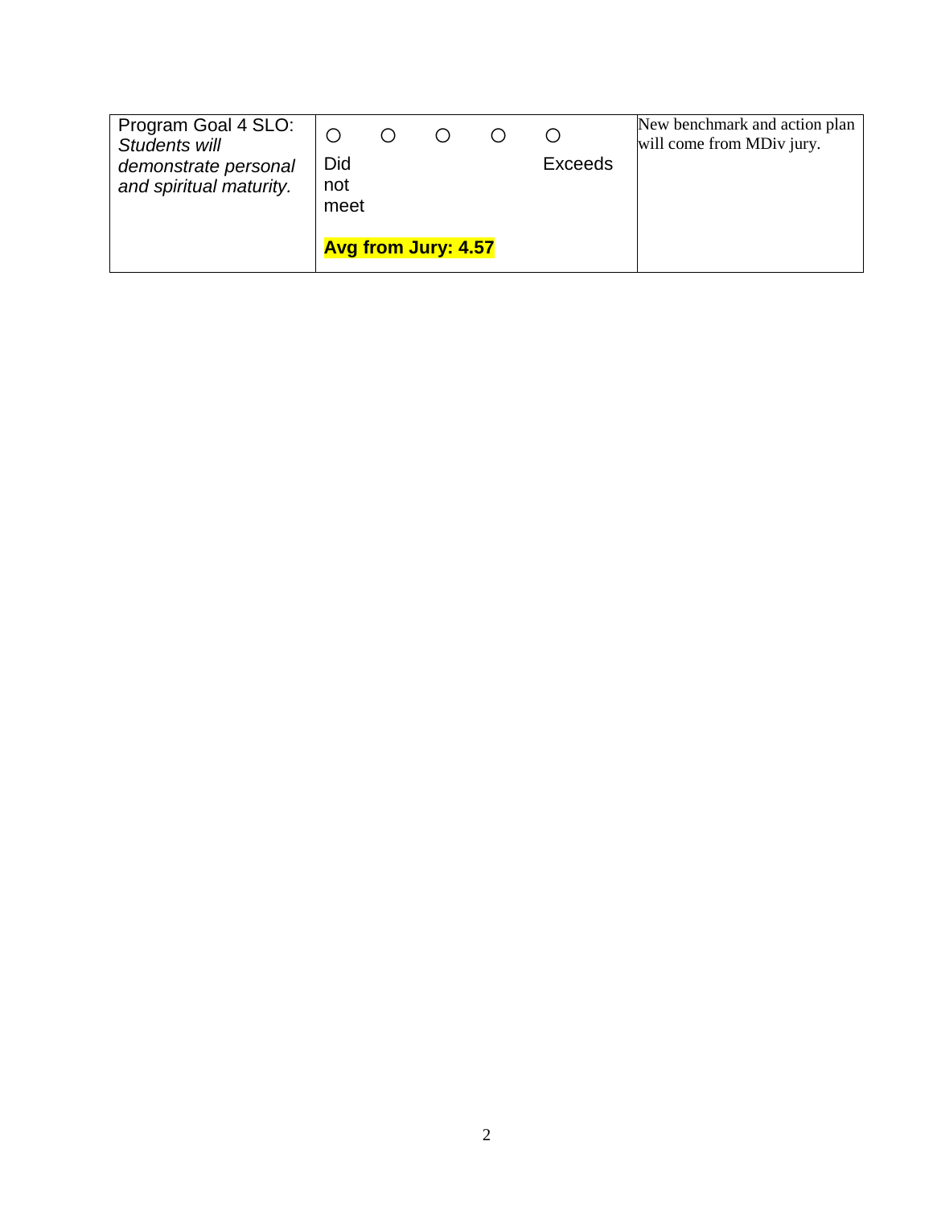| | | |
|---|---|---|
| Program Goal 4 SLO: *Students will demonstrate personal and spiritual maturity.* | ○ ○ ○ ○ ○<br>Did not meet ... Exceeds<br><br>**Avg from Jury: 4.57** | New benchmark and action plan will come from MDiv jury. |